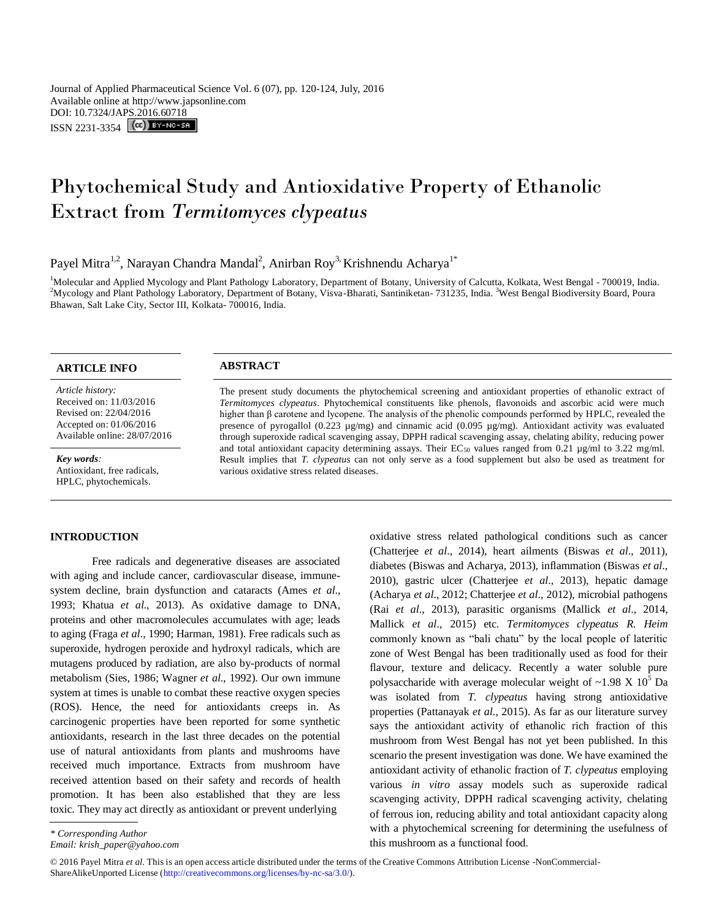Journal of Applied Pharmaceutical Science Vol. 6 (07), pp. 120-124, July, 2016
Available online at http://www.japsonline.com
DOI: 10.7324/JAPS.2016.60718
ISSN 2231-3354

# Phytochemical Study and Antioxidative Property of Ethanolic Extract from *Termitomyces clypeatus*

Payel Mitra[1,2], Narayan Chandra Mandal[2], Anirban Roy[3,] Krishnendu Acharya[1*]

[1]Molecular and Applied Mycology and Plant Pathology Laboratory, Department of Botany, University of Calcutta, Kolkata, West Bengal - 700019, India.
[2]Mycology and Plant Pathology Laboratory, Department of Botany, Visva-Bharati, Santiniketan- 731235, India. [3]West Bengal Biodiversity Board, Poura Bhawan, Salt Lake City, Sector III, Kolkata- 700016, India.

## ARTICLE INFO

*Article history:*
Received on: 11/03/2016
Revised on: 22/04/2016
Accepted on: 01/06/2016
Available online: 28/07/2016

***Key words:***
Antioxidant, free radicals, HPLC, phytochemicals.

## ABSTRACT

The present study documents the phytochemical screening and antioxidant properties of ethanolic extract of *Termitomyces clypeatus*. Phytochemical constituents like phenols, flavonoids and ascorbic acid were much higher than β carotene and lycopene. The analysis of the phenolic compounds performed by HPLC, revealed the presence of pyrogallol (0.223 µg/mg) and cinnamic acid (0.095 µg/mg). Antioxidant activity was evaluated through superoxide radical scavenging assay, DPPH radical scavenging assay, chelating ability, reducing power and total antioxidant capacity determining assays. Their $EC_{50}$ values ranged from 0.21 µg/ml to 3.22 mg/ml. Result implies that *T. clypeatus* can not only serve as a food supplement but also be used as treatment for various oxidative stress related diseases.

## INTRODUCTION

Free radicals and degenerative diseases are associated with aging and include cancer, cardiovascular disease, immune-system decline, brain dysfunction and cataracts (Ames *et al*., 1993; Khatua *et al*., 2013). As oxidative damage to DNA, proteins and other macromolecules accumulates with age; leads to aging (Fraga *et al*., 1990; Harman, 1981). Free radicals such as superoxide, hydrogen peroxide and hydroxyl radicals, which are mutagens produced by radiation, are also by-products of normal metabolism (Sies, 1986; Wagner *et al*., 1992). Our own immune system at times is unable to combat these reactive oxygen species (ROS). Hence, the need for antioxidants creeps in. As carcinogenic properties have been reported for some synthetic antioxidants, research in the last three decades on the potential use of natural antioxidants from plants and mushrooms have received much importance. Extracts from mushroom have received attention based on their safety and records of health promotion. It has been also established that they are less toxic. They may act directly as antioxidant or prevent underlying oxidative stress related pathological conditions such as cancer (Chatterjee *et al*., 2014), heart ailments (Biswas *et al*., 2011), diabetes (Biswas and Acharya, 2013), inflammation (Biswas *et al*., 2010), gastric ulcer (Chatterjee *et al*., 2013), hepatic damage (Acharya *et al*., 2012; Chatterjee *et al*., 2012), microbial pathogens (Rai *et al*., 2013), parasitic organisms (Mallick *et al*., 2014, Mallick *et al*., 2015) etc. *Termitomyces clypeatus R. Heim* commonly known as "bali chatu" by the local people of lateritic zone of West Bengal has been traditionally used as food for their flavour, texture and delicacy. Recently a water soluble pure polysaccharide with average molecular weight of ~$1.98 \times 10^5$ Da was isolated from *T. clypeatus* having strong antioxidative properties (Pattanayak *et al*., 2015). As far as our literature survey says the antioxidant activity of ethanolic rich fraction of this mushroom from West Bengal has not yet been published. In this scenario the present investigation was done. We have examined the antioxidant activity of ethanolic fraction of *T. clypeatus* employing various *in vitro* assay models such as superoxide radical scavenging activity, DPPH radical scavenging activity, chelating of ferrous ion, reducing ability and total antioxidant capacity along with a phytochemical screening for determining the usefulness of this mushroom as a functional food.

\* *Corresponding Author*
*Email: krish_paper@yahoo.com*

© 2016 Payel Mitra *et al.* This is an open access article distributed under the terms of the Creative Commons Attribution License -NonCommercial-ShareAlikeUnported License (http://creativecommons.org/licenses/by-nc-sa/3.0/).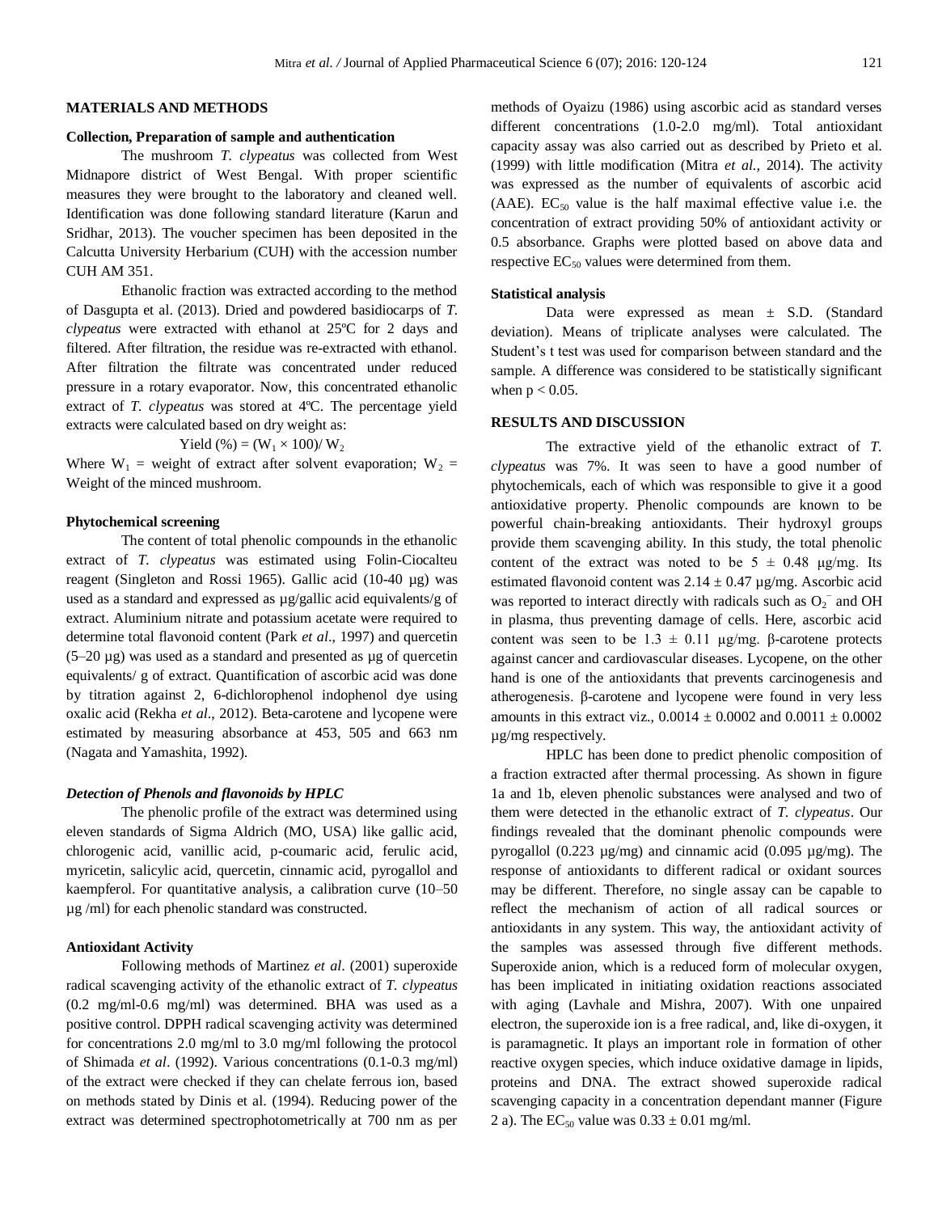## MATERIALS AND METHODS

### Collection, Preparation of sample and authentication

The mushroom *T. clypeatus* was collected from West Midnapore district of West Bengal. With proper scientific measures they were brought to the laboratory and cleaned well. Identification was done following standard literature (Karun and Sridhar, 2013). The voucher specimen has been deposited in the Calcutta University Herbarium (CUH) with the accession number CUH AM 351.

Ethanolic fraction was extracted according to the method of Dasgupta et al. (2013). Dried and powdered basidiocarps of *T. clypeatus* were extracted with ethanol at 25ºC for 2 days and filtered. After filtration, the residue was re-extracted with ethanol. After filtration the filtrate was concentrated under reduced pressure in a rotary evaporator. Now, this concentrated ethanolic extract of *T. clypeatus* was stored at 4ºC. The percentage yield extracts were calculated based on dry weight as:

$$\text{Yield (\%)} = (W_1 \times 100)/ W_2$$

Where $W_1$ = weight of extract after solvent evaporation; $W_2$ = Weight of the minced mushroom.

### Phytochemical screening

The content of total phenolic compounds in the ethanolic extract of *T. clypeatus* was estimated using Folin-Ciocalteu reagent (Singleton and Rossi 1965). Gallic acid (10-40 µg) was used as a standard and expressed as µg/gallic acid equivalents/g of extract. Aluminium nitrate and potassium acetate were required to determine total flavonoid content (Park *et al*., 1997) and quercetin (5–20 µg) was used as a standard and presented as µg of quercetin equivalents/ g of extract. Quantification of ascorbic acid was done by titration against 2, 6-dichlorophenol indophenol dye using oxalic acid (Rekha *et al*., 2012). Beta-carotene and lycopene were estimated by measuring absorbance at 453, 505 and 663 nm (Nagata and Yamashita, 1992).

### *Detection of Phenols and flavonoids by HPLC*

The phenolic profile of the extract was determined using eleven standards of Sigma Aldrich (MO, USA) like gallic acid, chlorogenic acid, vanillic acid, p-coumaric acid, ferulic acid, myricetin, salicylic acid, quercetin, cinnamic acid, pyrogallol and kaempferol. For quantitative analysis, a calibration curve (10–50 µg /ml) for each phenolic standard was constructed.

### Antioxidant Activity

Following methods of Martinez *et al*. (2001) superoxide radical scavenging activity of the ethanolic extract of *T. clypeatus* (0.2 mg/ml-0.6 mg/ml) was determined. BHA was used as a positive control. DPPH radical scavenging activity was determined for concentrations 2.0 mg/ml to 3.0 mg/ml following the protocol of Shimada *et al*. (1992). Various concentrations (0.1-0.3 mg/ml) of the extract were checked if they can chelate ferrous ion, based on methods stated by Dinis et al. (1994). Reducing power of the extract was determined spectrophotometrically at 700 nm as per methods of Oyaizu (1986) using ascorbic acid as standard verses different concentrations (1.0-2.0 mg/ml). Total antioxidant capacity assay was also carried out as described by Prieto et al. (1999) with little modification (Mitra *et al.*, 2014). The activity was expressed as the number of equivalents of ascorbic acid (AAE). $EC_{50}$ value is the half maximal effective value i.e. the concentration of extract providing 50% of antioxidant activity or 0.5 absorbance. Graphs were plotted based on above data and respective $EC_{50}$ values were determined from them.

### Statistical analysis

Data were expressed as mean ± S.D. (Standard deviation). Means of triplicate analyses were calculated. The Student's t test was used for comparison between standard and the sample. A difference was considered to be statistically significant when $p < 0.05$.

## RESULTS AND DISCUSSION

The extractive yield of the ethanolic extract of *T. clypeatus* was 7%. It was seen to have a good number of phytochemicals, each of which was responsible to give it a good antioxidative property. Phenolic compounds are known to be powerful chain-breaking antioxidants. Their hydroxyl groups provide them scavenging ability. In this study, the total phenolic content of the extract was noted to be 5 ± 0.48 µg/mg. Its estimated flavonoid content was 2.14 ± 0.47 µg/mg. Ascorbic acid was reported to interact directly with radicals such as $O_2^-$ and OH in plasma, thus preventing damage of cells. Here, ascorbic acid content was seen to be 1.3 ± 0.11 µg/mg. β-carotene protects against cancer and cardiovascular diseases. Lycopene, on the other hand is one of the antioxidants that prevents carcinogenesis and atherogenesis. β-carotene and lycopene were found in very less amounts in this extract viz., 0.0014 ± 0.0002 and 0.0011 ± 0.0002 µg/mg respectively.

HPLC has been done to predict phenolic composition of a fraction extracted after thermal processing. As shown in figure 1a and 1b, eleven phenolic substances were analysed and two of them were detected in the ethanolic extract of *T. clypeatus*. Our findings revealed that the dominant phenolic compounds were pyrogallol (0.223 µg/mg) and cinnamic acid (0.095 µg/mg). The response of antioxidants to different radical or oxidant sources may be different. Therefore, no single assay can be capable to reflect the mechanism of action of all radical sources or antioxidants in any system. This way, the antioxidant activity of the samples was assessed through five different methods. Superoxide anion, which is a reduced form of molecular oxygen, has been implicated in initiating oxidation reactions associated with aging (Lavhale and Mishra, 2007). With one unpaired electron, the superoxide ion is a free radical, and, like di-oxygen, it is paramagnetic. It plays an important role in formation of other reactive oxygen species, which induce oxidative damage in lipids, proteins and DNA. The extract showed superoxide radical scavenging capacity in a concentration dependant manner (Figure 2 a). The $EC_{50}$ value was 0.33 ± 0.01 mg/ml.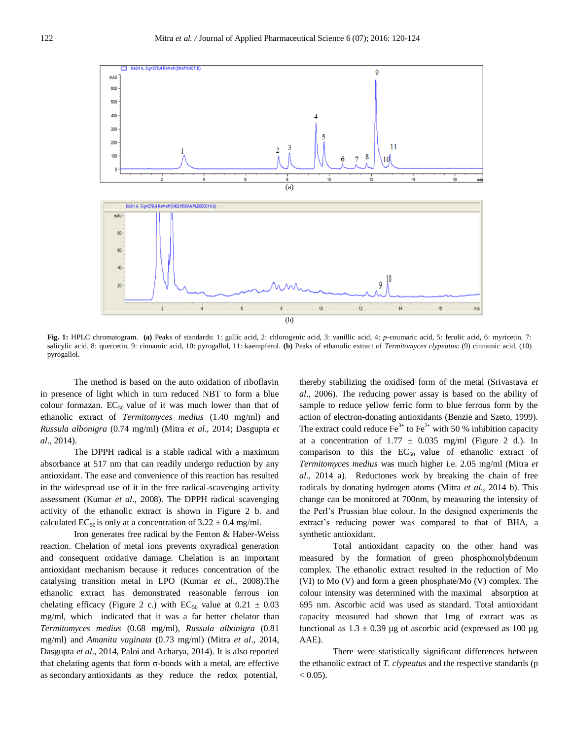Fig. 1: HPLC chromatogram. **(a)** Peaks of standards: 1: gallic acid, 2: chlorogenic acid, 3: vanillic acid, 4: *p*-coumaric acid, 5: ferulic acid, 6: myricetin, 7: salicylic acid, 8: quercetin, 9: cinnamic acid, 10: pyrogallol, 11: kaempferol. **(b)** Peaks of ethanolic extract of *Termitomyces clypeatus*: (9) cinnamic acid, (10) pyrogallol.

The method is based on the auto oxidation of riboflavin in presence of light which in turn reduced NBT to form a blue colour formazan. $EC_{50}$ value of it was much lower than that of ethanolic extract of *Termitomyces medius* (1.40 mg/ml) and *Russula albonigra* (0.74 mg/ml) (Mitra *et al*., 2014; Dasgupta *et al*., 2014).

The DPPH radical is a stable radical with a maximum absorbance at 517 nm that can readily undergo reduction by any antioxidant. The ease and convenience of this reaction has resulted in the widespread use of it in the free radical-scavenging activity assessment (Kumar *et al*., 2008). The DPPH radical scavenging activity of the ethanolic extract is shown in Figure 2 b. and calculated $EC_{50}$ is only at a concentration of 3.22 ± 0.4 mg/ml.

Iron generates free radical by the Fenton & Haber-Weiss reaction. Chelation of metal ions prevents oxyradical generation and consequent oxidative damage. Chelation is an important antioxidant mechanism because it reduces concentration of the catalysing transition metal in LPO (Kumar *et al*., 2008).The ethanolic extract has demonstrated reasonable ferrous ion chelating efficacy (Figure 2 c.) with $EC_{50}$ value at 0.21 ± 0.03 mg/ml, which indicated that it was a far better chelator than *Termitomyces medius* (0.68 mg/ml), *Russula albonigra* (0.81 mg/ml) and *Amanita vaginata* (0.73 mg/ml) (Mitra *et al*., 2014, Dasgupta *et al*., 2014, Paloi and Acharya, 2014). It is also reported that chelating agents that form σ-bonds with a metal, are effective as secondary antioxidants as they reduce the redox potential, thereby stabilizing the oxidised form of the metal (Srivastava *et al*., 2006). The reducing power assay is based on the ability of sample to reduce yellow ferric form to blue ferrous form by the action of electron-donating antioxidants (Benzie and Szeto, 1999). The extract could reduce $Fe^{3+}$ to $Fe^{2+}$ with 50 % inhibition capacity at a concentration of 1.77 ± 0.035 mg/ml (Figure 2 d.). In comparison to this the $EC_{50}$ value of ethanolic extract of *Termitomyces medius* was much higher i.e. 2.05 mg/ml (Mitra *et al*., 2014 a). Reductones work by breaking the chain of free radicals by donating hydrogen atoms (Mitra *et al.*, 2014 b). This change can be monitored at 700nm, by measuring the intensity of the Perl's Prussian blue colour. In the designed experiments the extract's reducing power was compared to that of BHA, a synthetic antioxidant.

Total antioxidant capacity on the other hand was measured by the formation of green phosphomolybdenum complex. The ethanolic extract resulted in the reduction of Mo (VI) to Mo (V) and form a green phosphate/Mo (V) complex. The colour intensity was determined with the maximal absorption at 695 nm. Ascorbic acid was used as standard. Total antioxidant capacity measured had shown that 1mg of extract was as functional as 1.3 ± 0.39 µg of ascorbic acid (expressed as 100 µg AAE).

There were statistically significant differences between the ethanolic extract of *T. clypeatus* and the respective standards ($p < 0.05$).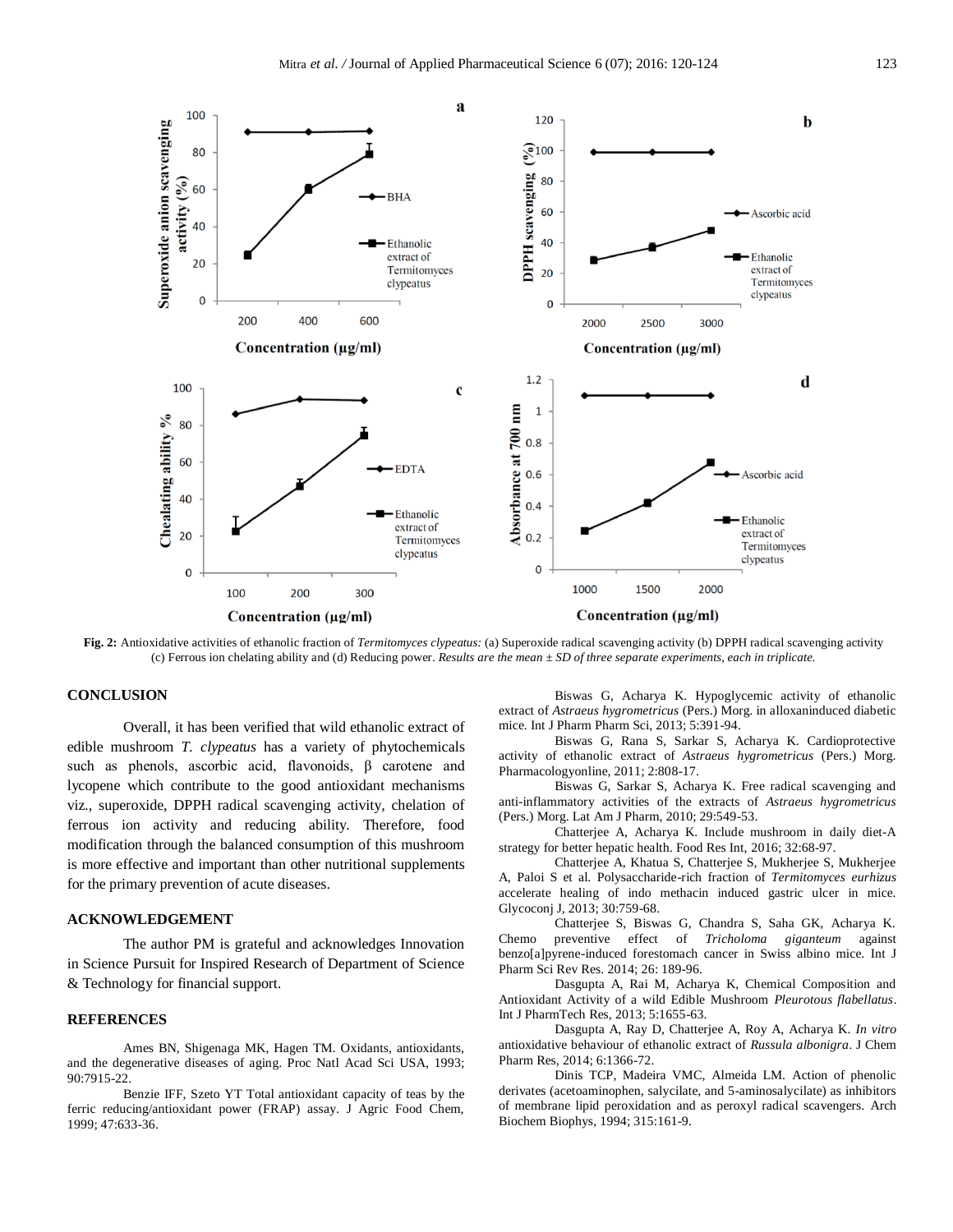Fig. 2: Antioxidative activities of ethanolic fraction of *Termitomyces clypeatus:* (a) Superoxide radical scavenging activity (b) DPPH radical scavenging activity (c) Ferrous ion chelating ability and (d) Reducing power. *Results are the mean ± SD of three separate experiments, each in triplicate.*

## CONCLUSION

Overall, it has been verified that wild ethanolic extract of edible mushroom *T. clypeatus* has a variety of phytochemicals such as phenols, ascorbic acid, flavonoids, β carotene and lycopene which contribute to the good antioxidant mechanisms viz., superoxide, DPPH radical scavenging activity, chelation of ferrous ion activity and reducing ability. Therefore, food modification through the balanced consumption of this mushroom is more effective and important than other nutritional supplements for the primary prevention of acute diseases.

## ACKNOWLEDGEMENT

The author PM is grateful and acknowledges Innovation in Science Pursuit for Inspired Research of Department of Science & Technology for financial support.

## REFERENCES

Ames BN, Shigenaga MK, Hagen TM. Oxidants, antioxidants, and the degenerative diseases of aging. Proc Natl Acad Sci USA, 1993; 90:7915-22.

Benzie IFF, Szeto YT Total antioxidant capacity of teas by the ferric reducing/antioxidant power (FRAP) assay. J Agric Food Chem, 1999; 47:633-36.

Biswas G, Acharya K. Hypoglycemic activity of ethanolic extract of *Astraeus hygrometricus* (Pers.) Morg. in alloxaninduced diabetic mice. Int J Pharm Pharm Sci, 2013; 5:391-94.

Biswas G, Rana S, Sarkar S, Acharya K. Cardioprotective activity of ethanolic extract of *Astraeus hygrometricus* (Pers.) Morg. Pharmacologyonline, 2011; 2:808-17.

Biswas G, Sarkar S, Acharya K. Free radical scavenging and anti-inflammatory activities of the extracts of *Astraeus hygrometricus* (Pers.) Morg. Lat Am J Pharm, 2010; 29:549-53.

Chatterjee A, Acharya K. Include mushroom in daily diet-A strategy for better hepatic health. Food Res Int, 2016; 32:68-97.

Chatterjee A, Khatua S, Chatterjee S, Mukherjee S, Mukherjee A, Paloi S et al. Polysaccharide-rich fraction of *Termitomyces eurhizus* accelerate healing of indo methacin induced gastric ulcer in mice. Glycoconj J, 2013; 30:759-68.

Chatterjee S, Biswas G, Chandra S, Saha GK, Acharya K. Chemo preventive effect of *Tricholoma giganteum* against benzo[a]pyrene-induced forestomach cancer in Swiss albino mice. Int J Pharm Sci Rev Res. 2014; 26: 189-96.

Dasgupta A, Rai M, Acharya K, Chemical Composition and Antioxidant Activity of a wild Edible Mushroom *Pleurotous flabellatus*. Int J PharmTech Res, 2013; 5:1655-63.

Dasgupta A, Ray D, Chatterjee A, Roy A, Acharya K. *In vitro* antioxidative behaviour of ethanolic extract of *Russula albonigra*. J Chem Pharm Res, 2014; 6:1366-72.

Dinis TCP, Madeira VMC, Almeida LM. Action of phenolic derivates (acetoaminophen, salycilate, and 5-aminosalycilate) as inhibitors of membrane lipid peroxidation and as peroxyl radical scavengers. Arch Biochem Biophys, 1994; 315:161-9.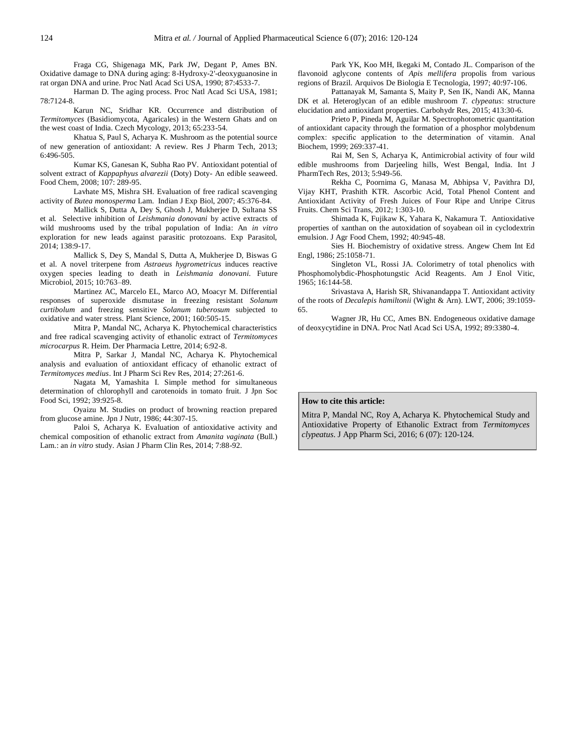Fraga CG, Shigenaga MK, Park JW, Degant P, Ames BN. Oxidative damage to DNA during aging: 8-Hydroxy-2'-deoxyguanosine in rat organ DNA and urine. Proc Natl Acad Sci USA, 1990; 87:4533-7.

Harman D. The aging process. Proc Natl Acad Sci USA, 1981; 78:7124-8.

Karun NC, Sridhar KR. Occurrence and distribution of *Termitomyces* (Basidiomycota, Agaricales) in the Western Ghats and on the west coast of India. Czech Mycology, 2013; 65:233-54.

Khatua S, Paul S, Acharya K. Mushroom as the potential source of new generation of antioxidant: A review. Res J Pharm Tech, 2013; 6:496-505.

Kumar KS, Ganesan K, Subha Rao PV. Antioxidant potential of solvent extract of *Kappaphyus alvarezii* (Doty) Doty- An edible seaweed. Food Chem, 2008; 107: 289-95.

Lavhate MS, Mishra SH. Evaluation of free radical scavenging activity of *Butea monosperma* Lam. Indian J Exp Biol, 2007; 45:376-84.

Mallick S, Dutta A, Dey S, Ghosh J, Mukherjee D, Sultana SS et al. Selective inhibition of *Leishmania donovani* by active extracts of wild mushrooms used by the tribal population of India: An *in vitro* exploration for new leads against parasitic protozoans. Exp Parasitol, 2014; 138:9-17.

Mallick S, Dey S, Mandal S, Dutta A, Mukherjee D, Biswas G et al. A novel triterpene from *Astraeus hygrometricus* induces reactive oxygen species leading to death in *Leishmania donovani*. Future Microbiol, 2015; 10:763–89.

Martinez AC, Marcelo EL, Marco AO, Moacyr M. Differential responses of superoxide dismutase in freezing resistant *Solanum curtibolum* and freezing sensitive *Solanum tuberosum* subjected to oxidative and water stress. Plant Science, 2001; 160:505-15.

Mitra P, Mandal NC, Acharya K. Phytochemical characteristics and free radical scavenging activity of ethanolic extract of *Termitomyces microcarpus* R. Heim. Der Pharmacia Lettre, 2014; 6:92-8.

Mitra P, Sarkar J, Mandal NC, Acharya K. Phytochemical analysis and evaluation of antioxidant efficacy of ethanolic extract of *Termitomyces medius*. Int J Pharm Sci Rev Res, 2014; 27:261-6.

Nagata M, Yamashita I. Simple method for simultaneous determination of chlorophyll and carotenoids in tomato fruit. J Jpn Soc Food Sci, 1992; 39:925-8.

Oyaizu M. Studies on product of browning reaction prepared from glucose amine. Jpn J Nutr, 1986; 44:307-15.

Paloi S, Acharya K. Evaluation of antioxidative activity and chemical composition of ethanolic extract from *Amanita vaginata* (Bull.) Lam.: an *in vitro* study. Asian J Pharm Clin Res, 2014; 7:88-92.

Park YK, Koo MH, Ikegaki M, Contado JL. Comparison of the flavonoid aglycone contents of *Apis mellifera* propolis from various regions of Brazil. Arquivos De Biologia E Tecnologia, 1997; 40:97-106.

Pattanayak M, Samanta S, Maity P, Sen IK, Nandi AK, Manna DK et al. Heteroglycan of an edible mushroom *T. clypeatus*: structure elucidation and antioxidant properties. Carbohydr Res, 2015; 413:30-6.

Prieto P, Pineda M, Aguilar M. Spectrophotometric quantitation of antioxidant capacity through the formation of a phosphor molybdenum complex: specific application to the determination of vitamin. Anal Biochem, 1999; 269:337-41.

Rai M, Sen S, Acharya K, Antimicrobial activity of four wild edible mushrooms from Darjeeling hills, West Bengal, India. Int J PharmTech Res, 2013; 5:949-56.

Rekha C, Poornima G, Manasa M, Abhipsa V, Pavithra DJ, Vijay KHT, Prashith KTR. Ascorbic Acid, Total Phenol Content and Antioxidant Activity of Fresh Juices of Four Ripe and Unripe Citrus Fruits. Chem Sci Trans, 2012; 1:303-10.

Shimada K, Fujikaw K, Yahara K, Nakamura T. Antioxidative properties of xanthan on the autoxidation of soyabean oil in cyclodextrin emulsion. J Agr Food Chem, 1992; 40:945-48.

Sies H. Biochemistry of oxidative stress. Angew Chem Int Ed Engl, 1986; 25:1058-71.

Singleton VL, Rossi JA. Colorimetry of total phenolics with Phosphomolybdic-Phosphotungstic Acid Reagents. Am J Enol Vitic, 1965; 16:144-58.

Srivastava A, Harish SR, Shivanandappa T. Antioxidant activity of the roots of *Decalepis hamiltonii* (Wight & Arn). LWT, 2006; 39:1059-65.

Wagner JR, Hu CC, Ames BN. Endogeneous oxidative damage of deoxycytidine in DNA. Proc Natl Acad Sci USA, 1992; 89:3380-4.

**How to cite this article:**

Mitra P, Mandal NC, Roy A, Acharya K. Phytochemical Study and Antioxidative Property of Ethanolic Extract from *Termitomyces clypeatus*. J App Pharm Sci, 2016; 6 (07): 120-124.